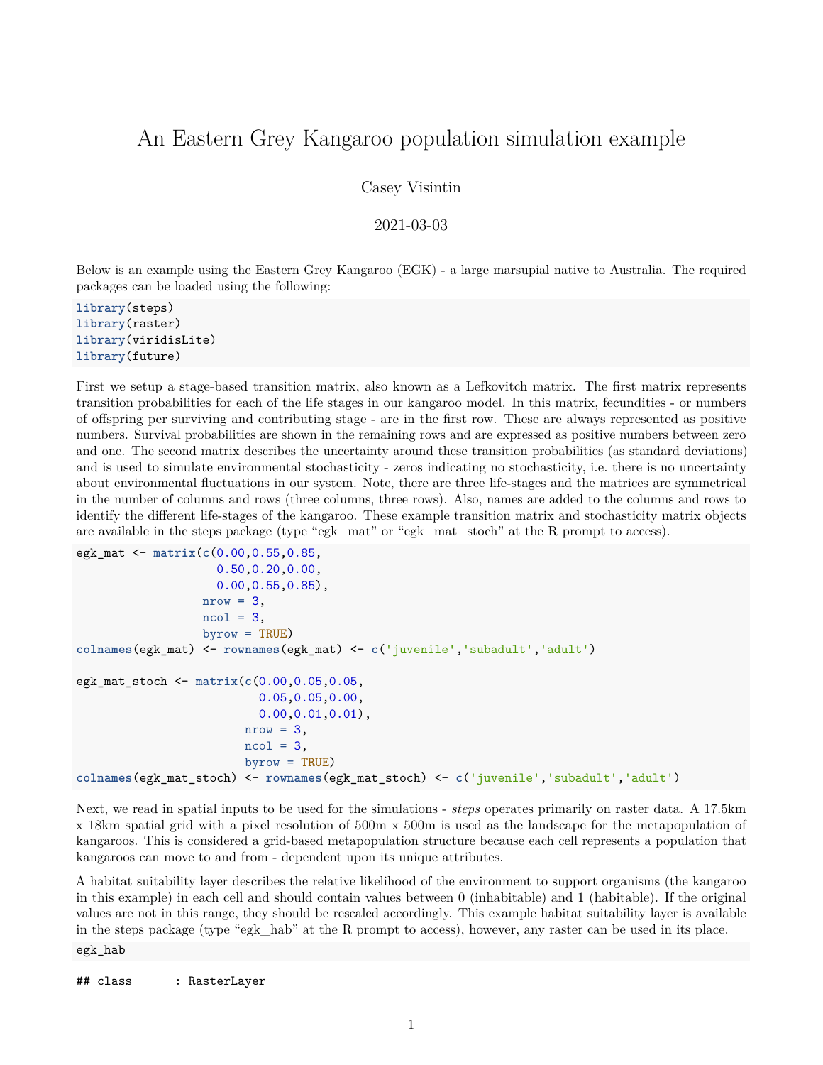# An Eastern Grey Kangaroo population simulation example

Casey Visintin

2021-03-03

Below is an example using the Eastern Grey Kangaroo (EGK) - a large marsupial native to Australia. The required packages can be loaded using the following:

```
library(steps)
library(raster)
library(viridisLite)
library(future)
```

First we setup a stage-based transition matrix, also known as a Lefkovitch matrix. The first matrix represents transition probabilities for each of the life stages in our kangaroo model. In this matrix, fecundities - or numbers of offspring per surviving and contributing stage - are in the first row. These are always represented as positive numbers. Survival probabilities are shown in the remaining rows and are expressed as positive numbers between zero and one. The second matrix describes the uncertainty around these transition probabilities (as standard deviations) and is used to simulate environmental stochasticity - zeros indicating no stochasticity, i.e. there is no uncertainty about environmental fluctuations in our system. Note, there are three life-stages and the matrices are symmetrical in the number of columns and rows (three columns, three rows). Also, names are added to the columns and rows to identify the different life-stages of the kangaroo. These example transition matrix and stochasticity matrix objects are available in the steps package (type "egk_mat" or "egk_mat_stoch" at the R prompt to access).

```
egk_mat <- matrix(c(0.00,0.55,0.85,
                    0.50,0.20,0.00,
                    0.00,0.55,0.85),
                  nrow = 3,
                  ncol = 3,
                  byrow = TRUE)
colnames(egk_mat) <- rownames(egk_mat) <- c('juvenile','subadult','adult')

egk_mat_stoch <- matrix(c(0.00,0.05,0.05,
                          0.05,0.05,0.00,
                          0.00,0.01,0.01),
                        nrow = 3,
                        ncol = 3,
                        byrow = TRUE)
colnames(egk_mat_stoch) <- rownames(egk_mat_stoch) <- c('juvenile','subadult','adult')
```

Next, we read in spatial inputs to be used for the simulations - *steps* operates primarily on raster data. A 17.5km x 18km spatial grid with a pixel resolution of 500m x 500m is used as the landscape for the metapopulation of kangaroos. This is considered a grid-based metapopulation structure because each cell represents a population that kangaroos can move to and from - dependent upon its unique attributes.

A habitat suitability layer describes the relative likelihood of the environment to support organisms (the kangaroo in this example) in each cell and should contain values between 0 (inhabitable) and 1 (habitable). If the original values are not in this range, they should be rescaled accordingly. This example habitat suitability layer is available in the steps package (type "egk_hab" at the R prompt to access), however, any raster can be used in its place.

```
egk_hab
```

```
## class      : RasterLayer
```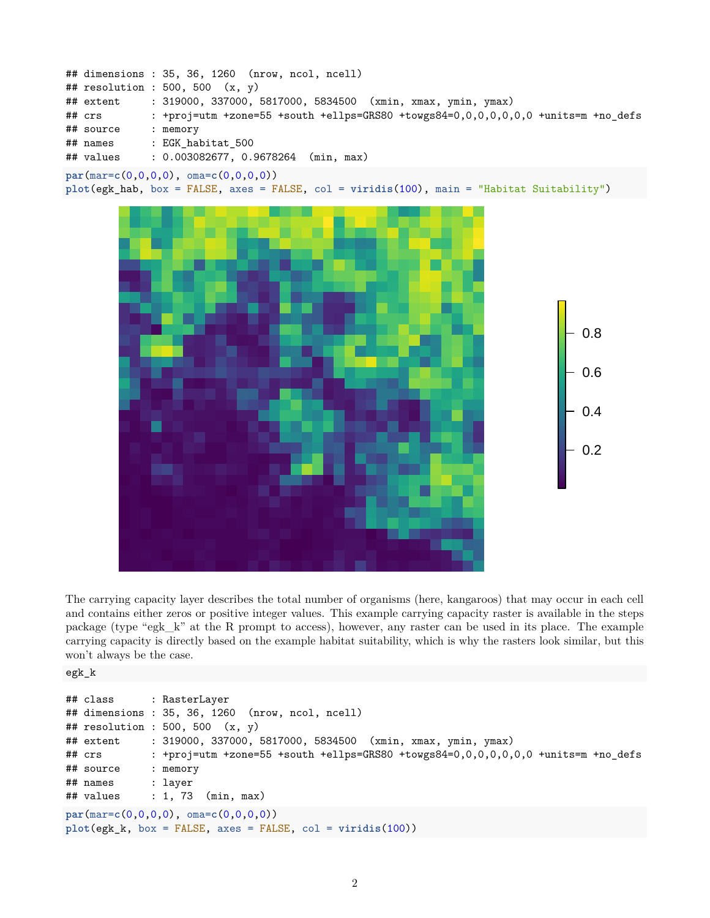```
## dimensions : 35, 36, 1260  (nrow, ncol, ncell)
## resolution : 500, 500  (x, y)
## extent     : 319000, 337000, 5817000, 5834500  (xmin, xmax, ymin, ymax)
## crs        : +proj=utm +zone=55 +south +ellps=GRS80 +towgs84=0,0,0,0,0,0,0 +units=m +no_defs
## source     : memory
## names      : EGK_habitat_500
## values     : 0.003082677, 0.9678264  (min, max)
```

```
par(mar=c(0,0,0,0), oma=c(0,0,0,0))
plot(egk_hab, box = FALSE, axes = FALSE, col = viridis(100), main = "Habitat Suitability")
```

The carrying capacity layer describes the total number of organisms (here, kangaroos) that may occur in each cell and contains either zeros or positive integer values. This example carrying capacity raster is available in the steps package (type "egk_k" at the R prompt to access), however, any raster can be used in its place. The example carrying capacity is directly based on the example habitat suitability, which is why the rasters look similar, but this won't always be the case.

```
egk_k
```

```
## class      : RasterLayer
## dimensions : 35, 36, 1260  (nrow, ncol, ncell)
## resolution : 500, 500  (x, y)
## extent     : 319000, 337000, 5817000, 5834500  (xmin, xmax, ymin, ymax)
## crs        : +proj=utm +zone=55 +south +ellps=GRS80 +towgs84=0,0,0,0,0,0,0 +units=m +no_defs
## source     : memory
## names      : layer
## values     : 1, 73  (min, max)
```

```
par(mar=c(0,0,0,0), oma=c(0,0,0,0))
plot(egk_k, box = FALSE, axes = FALSE, col = viridis(100))
```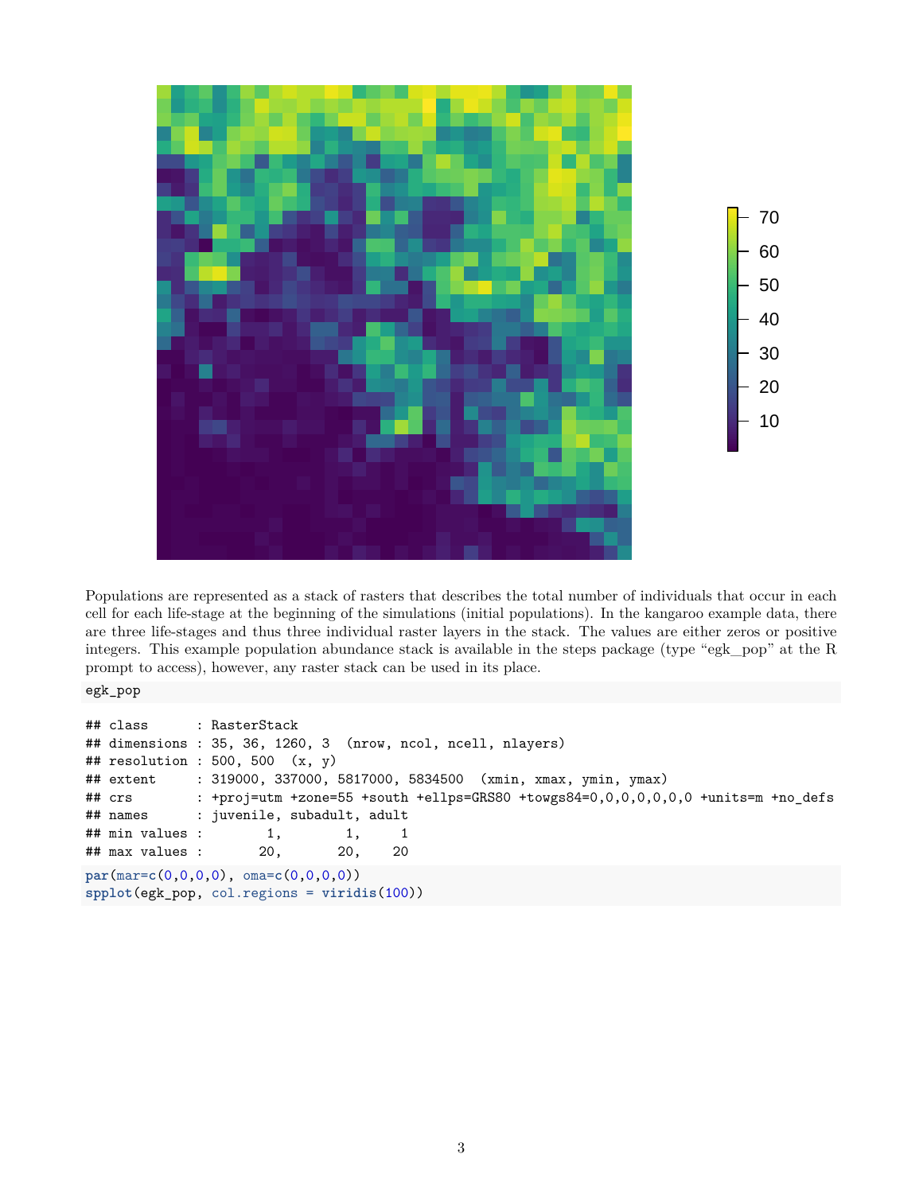Populations are represented as a stack of rasters that describes the total number of individuals that occur in each cell for each life-stage at the beginning of the simulations (initial populations). In the kangaroo example data, there are three life-stages and thus three individual raster layers in the stack. The values are either zeros or positive integers. This example population abundance stack is available in the steps package (type "egk_pop" at the R prompt to access), however, any raster stack can be used in its place.

```
egk_pop
```

```
## class       : RasterStack
## dimensions  : 35, 36, 1260, 3  (nrow, ncol, ncell, nlayers)
## resolution  : 500, 500  (x, y)
## extent      : 319000, 337000, 5817000, 5834500  (xmin, xmax, ymin, ymax)
## crs         : +proj=utm +zone=55 +south +ellps=GRS80 +towgs84=0,0,0,0,0,0,0 +units=m +no_defs
## names       : juvenile, subadult, adult
## min values  :        1,        1,     1
## max values  :       20,       20,    20
```

```
par(mar=c(0,0,0,0), oma=c(0,0,0,0))
spplot(egk_pop, col.regions = viridis(100))
```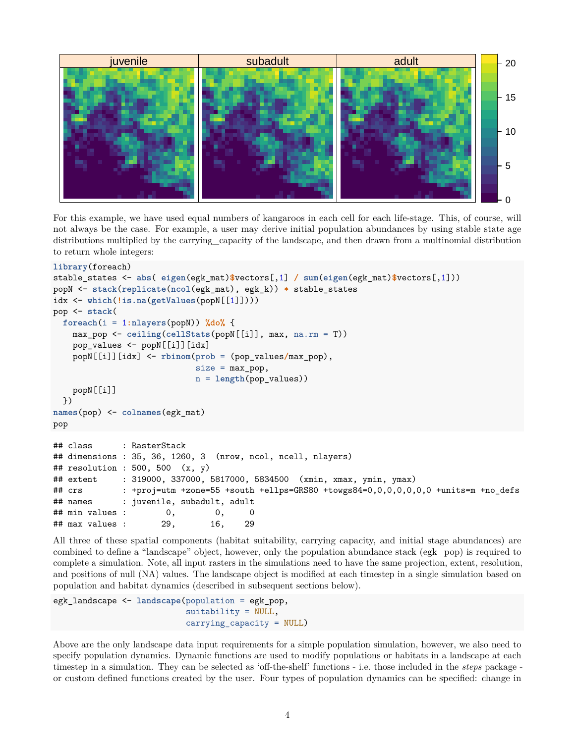For this example, we have used equal numbers of kangaroos in each cell for each life-stage. This, of course, will not always be the case. For example, a user may derive initial population abundances by using stable state age distributions multiplied by the carrying_capacity of the landscape, and then drawn from a multinomial distribution to return whole integers:

```
library(foreach)
stable_states <- abs( eigen(egk_mat)$vectors[,1] / sum(eigen(egk_mat)$vectors[,1]))
popN <- stack(replicate(ncol(egk_mat), egk_k)) * stable_states
idx <- which(!is.na(getValues(popN[[1]])))
pop <- stack(
  foreach(i = 1:nlayers(popN)) %do% {
    max_pop <- ceiling(cellStats(popN[[i]], max, na.rm = T))
    pop_values <- popN[[i]][idx]
    popN[[i]][idx] <- rbinom(prob = (pop_values/max_pop),
                             size = max_pop,
                             n = length(pop_values))
    popN[[i]]
  })
names(pop) <- colnames(egk_mat)
pop
```

```
## class      : RasterStack
## dimensions : 35, 36, 1260, 3  (nrow, ncol, ncell, nlayers)
## resolution : 500, 500  (x, y)
## extent     : 319000, 337000, 5817000, 5834500  (xmin, xmax, ymin, ymax)
## crs        : +proj=utm +zone=55 +south +ellps=GRS80 +towgs84=0,0,0,0,0,0,0 +units=m +no_defs
## names      : juvenile, subadult, adult
## min values :        0,        0,     0
## max values :       29,       16,    29
```

All three of these spatial components (habitat suitability, carrying capacity, and initial stage abundances) are combined to define a "landscape" object, however, only the population abundance stack (egk_pop) is required to complete a simulation. Note, all input rasters in the simulations need to have the same projection, extent, resolution, and positions of null (NA) values. The landscape object is modified at each timestep in a single simulation based on population and habitat dynamics (described in subsequent sections below).

```
egk_landscape <- landscape(population = egk_pop,
                           suitability = NULL,
                           carrying_capacity = NULL)
```

Above are the only landscape data input requirements for a simple population simulation, however, we also need to specify population dynamics. Dynamic functions are used to modify populations or habitats in a landscape at each timestep in a simulation. They can be selected as 'off-the-shelf' functions - i.e. those included in the *steps* package - or custom defined functions created by the user. Four types of population dynamics can be specified: change in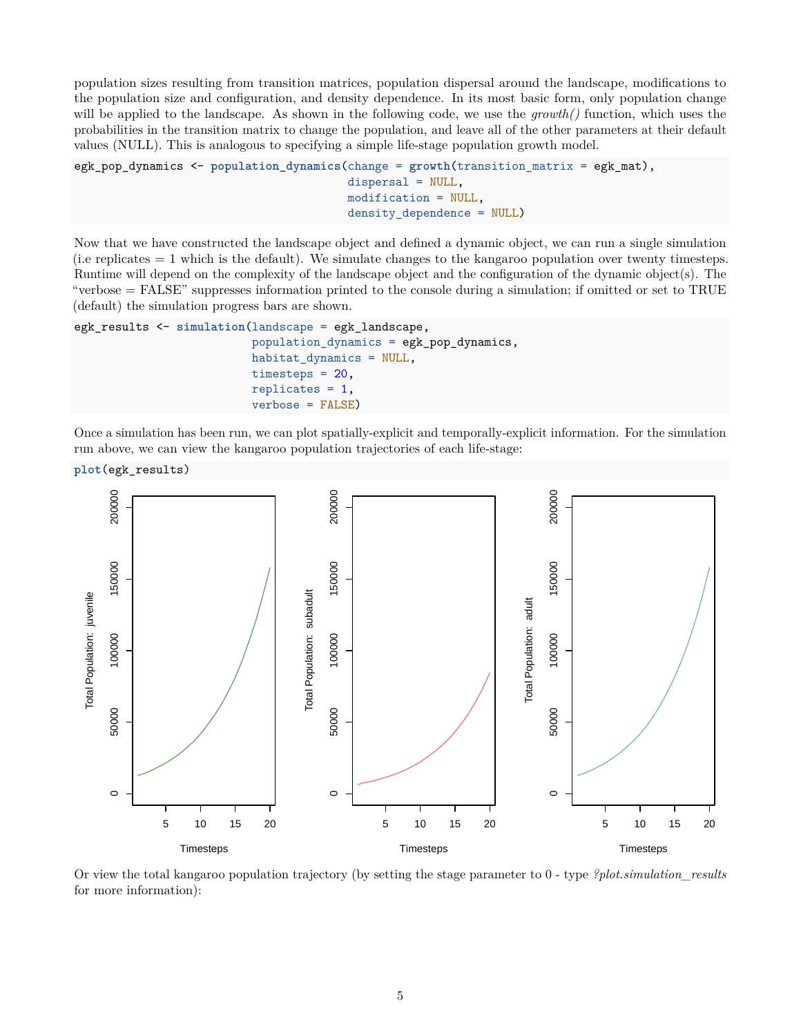population sizes resulting from transition matrices, population dispersal around the landscape, modifications to the population size and configuration, and density dependence. In its most basic form, only population change will be applied to the landscape. As shown in the following code, we use the *growth()* function, which uses the probabilities in the transition matrix to change the population, and leave all of the other parameters at their default values (NULL). This is analogous to specifying a simple life-stage population growth model.

```
egk_pop_dynamics <- population_dynamics(change = growth(transition_matrix = egk_mat),
                                        dispersal = NULL,
                                        modification = NULL,
                                        density_dependence = NULL)
```

Now that we have constructed the landscape object and defined a dynamic object, we can run a single simulation (i.e replicates = 1 which is the default). We simulate changes to the kangaroo population over twenty timesteps. Runtime will depend on the complexity of the landscape object and the configuration of the dynamic object(s). The "verbose = FALSE" suppresses information printed to the console during a simulation; if omitted or set to TRUE (default) the simulation progress bars are shown.

```
egk_results <- simulation(landscape = egk_landscape,
                          population_dynamics = egk_pop_dynamics,
                          habitat_dynamics = NULL,
                          timesteps = 20,
                          replicates = 1,
                          verbose = FALSE)
```

Once a simulation has been run, we can plot spatially-explicit and temporally-explicit information. For the simulation run above, we can view the kangaroo population trajectories of each life-stage:

```
plot(egk_results)
```

Or view the total kangaroo population trajectory (by setting the stage parameter to 0 - type *?plot.simulation_results* for more information):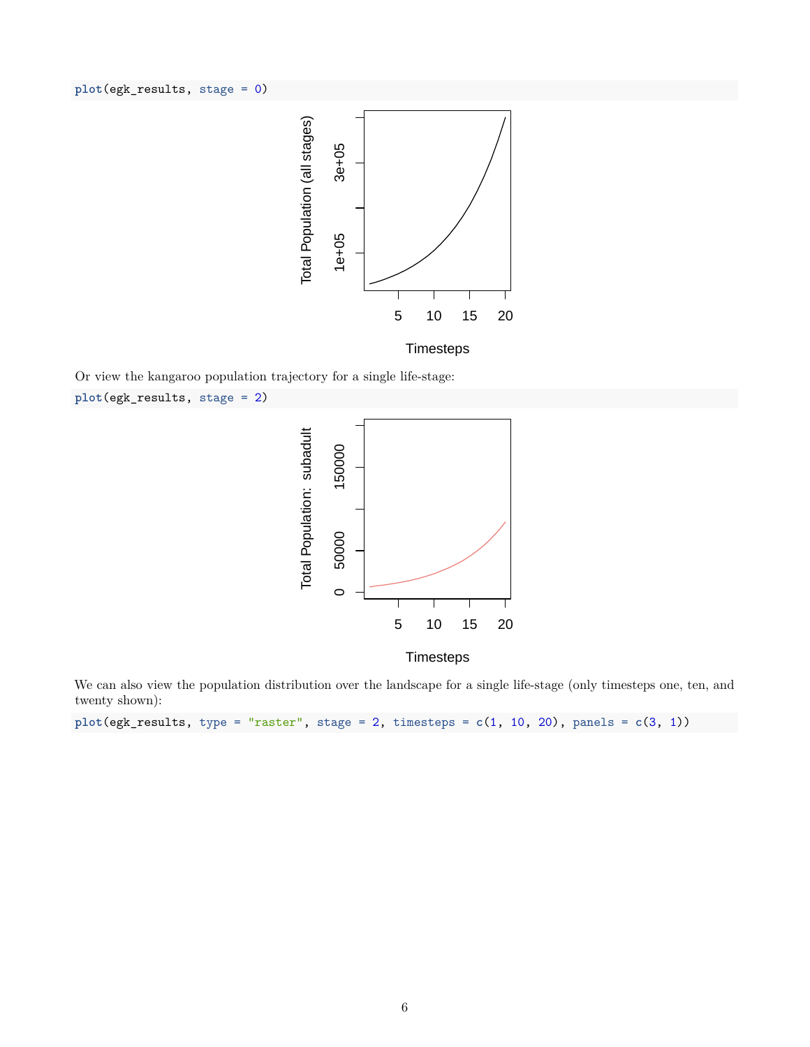```r
plot(egk_results, stage = 0)
```

Or view the kangaroo population trajectory for a single life-stage:

```r
plot(egk_results, stage = 2)
```

We can also view the population distribution over the landscape for a single life-stage (only timesteps one, ten, and twenty shown):

```r
plot(egk_results, type = "raster", stage = 2, timesteps = c(1, 10, 20), panels = c(3, 1))
```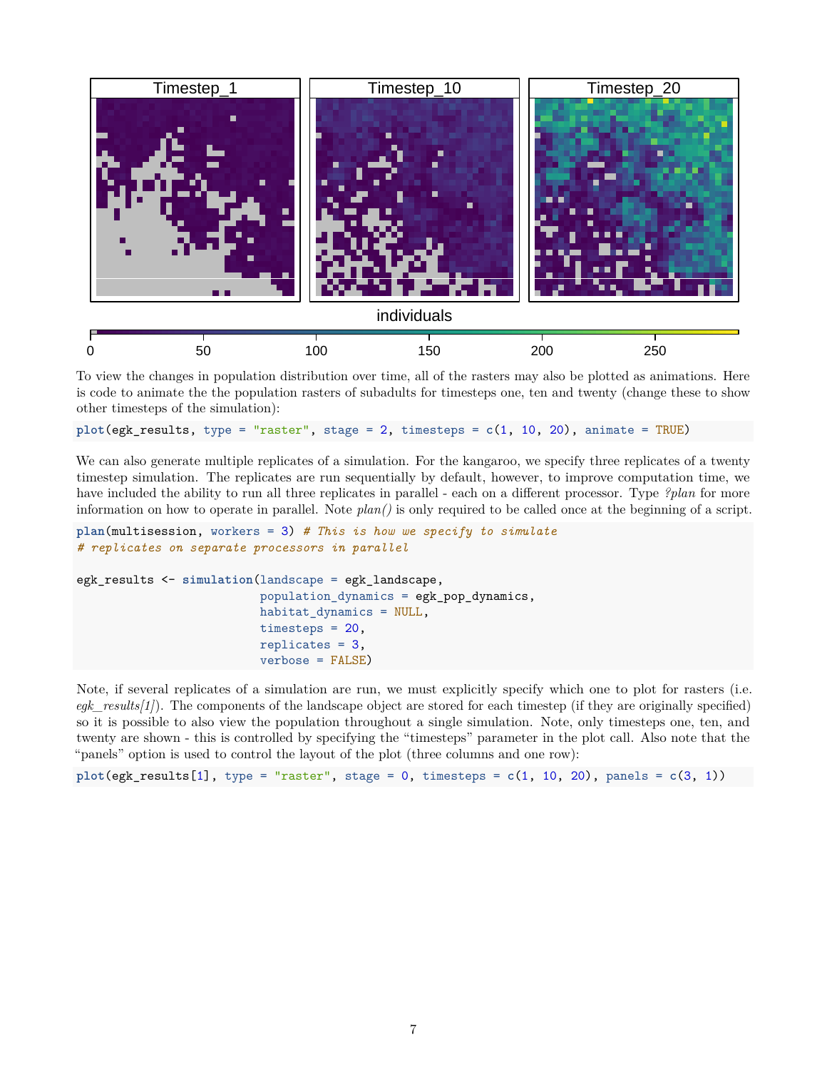To view the changes in population distribution over time, all of the rasters may also be plotted as animations. Here is code to animate the the population rasters of subadults for timesteps one, ten and twenty (change these to show other timesteps of the simulation):

```
plot(egk_results, type = "raster", stage = 2, timesteps = c(1, 10, 20), animate = TRUE)
```

We can also generate multiple replicates of a simulation. For the kangaroo, we specify three replicates of a twenty timestep simulation. The replicates are run sequentially by default, however, to improve computation time, we have included the ability to run all three replicates in parallel - each on a different processor. Type *?plan* for more information on how to operate in parallel. Note *plan()* is only required to be called once at the beginning of a script.

```
plan(multisession, workers = 3) # This is how we specify to simulate
# replicates on separate processors in parallel

egk_results <- simulation(landscape = egk_landscape,
                          population_dynamics = egk_pop_dynamics,
                          habitat_dynamics = NULL,
                          timesteps = 20,
                          replicates = 3,
                          verbose = FALSE)
```

Note, if several replicates of a simulation are run, we must explicitly specify which one to plot for rasters (i.e. *egk_results[1]*). The components of the landscape object are stored for each timestep (if they are originally specified) so it is possible to also view the population throughout a single simulation. Note, only timesteps one, ten, and twenty are shown - this is controlled by specifying the "timesteps" parameter in the plot call. Also note that the "panels" option is used to control the layout of the plot (three columns and one row):

```
plot(egk_results[1], type = "raster", stage = 0, timesteps = c(1, 10, 20), panels = c(3, 1))
```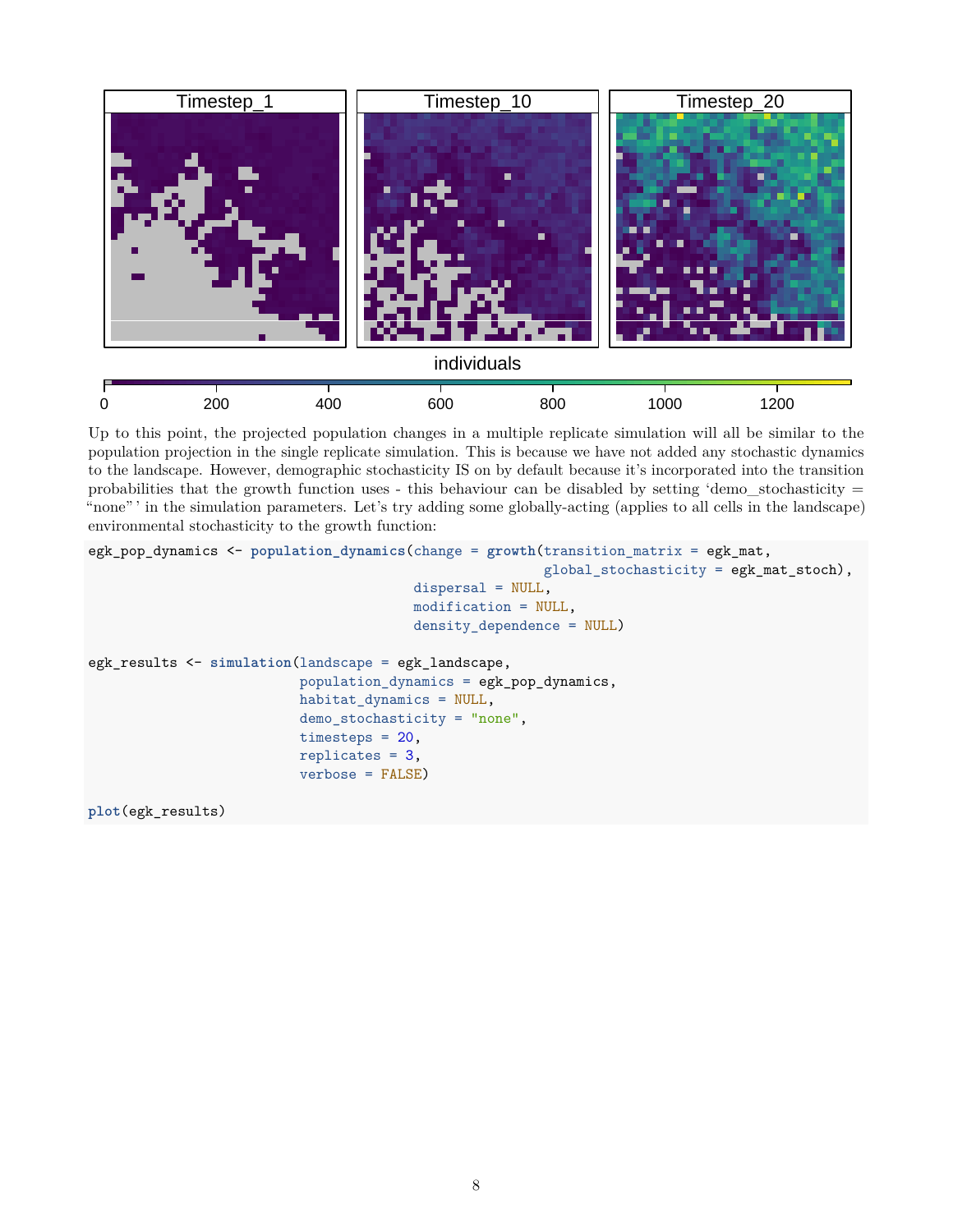Up to this point, the projected population changes in a multiple replicate simulation will all be similar to the population projection in the single replicate simulation. This is because we have not added any stochastic dynamics to the landscape. However, demographic stochasticity IS on by default because it's incorporated into the transition probabilities that the growth function uses - this behaviour can be disabled by setting 'demo_stochasticity = "none"' in the simulation parameters. Let's try adding some globally-acting (applies to all cells in the landscape) environmental stochasticity to the growth function:

```
egk_pop_dynamics <- population_dynamics(change = growth(transition_matrix = egk_mat,
                                                         global_stochasticity = egk_mat_stoch),
                                        dispersal = NULL,
                                        modification = NULL,
                                        density_dependence = NULL)

egk_results <- simulation(landscape = egk_landscape,
                          population_dynamics = egk_pop_dynamics,
                          habitat_dynamics = NULL,
                          demo_stochasticity = "none",
                          timesteps = 20,
                          replicates = 3,
                          verbose = FALSE)

plot(egk_results)
```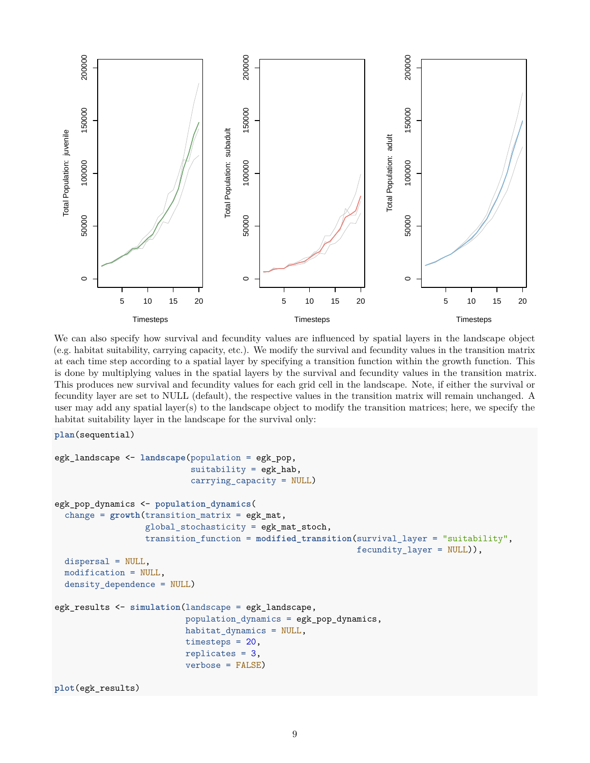We can also specify how survival and fecundity values are influenced by spatial layers in the landscape object (e.g. habitat suitability, carrying capacity, etc.). We modify the survival and fecundity values in the transition matrix at each time step according to a spatial layer by specifying a transition function within the growth function. This is done by multiplying values in the spatial layers by the survival and fecundity values in the transition matrix. This produces new survival and fecundity values for each grid cell in the landscape. Note, if either the survival or fecundity layer are set to NULL (default), the respective values in the transition matrix will remain unchanged. A user may add any spatial layer(s) to the landscape object to modify the transition matrices; here, we specify the habitat suitability layer in the landscape for the survival only:

```
plan(sequential)

egk_landscape <- landscape(population = egk_pop,
                           suitability = egk_hab,
                           carrying_capacity = NULL)

egk_pop_dynamics <- population_dynamics(
  change = growth(transition_matrix = egk_mat,
                  global_stochasticity = egk_mat_stoch,
                  transition_function = modified_transition(survival_layer = "suitability",
                                                            fecundity_layer = NULL)),
  dispersal = NULL,
  modification = NULL,
  density_dependence = NULL)

egk_results <- simulation(landscape = egk_landscape,
                          population_dynamics = egk_pop_dynamics,
                          habitat_dynamics = NULL,
                          timesteps = 20,
                          replicates = 3,
                          verbose = FALSE)

plot(egk_results)
```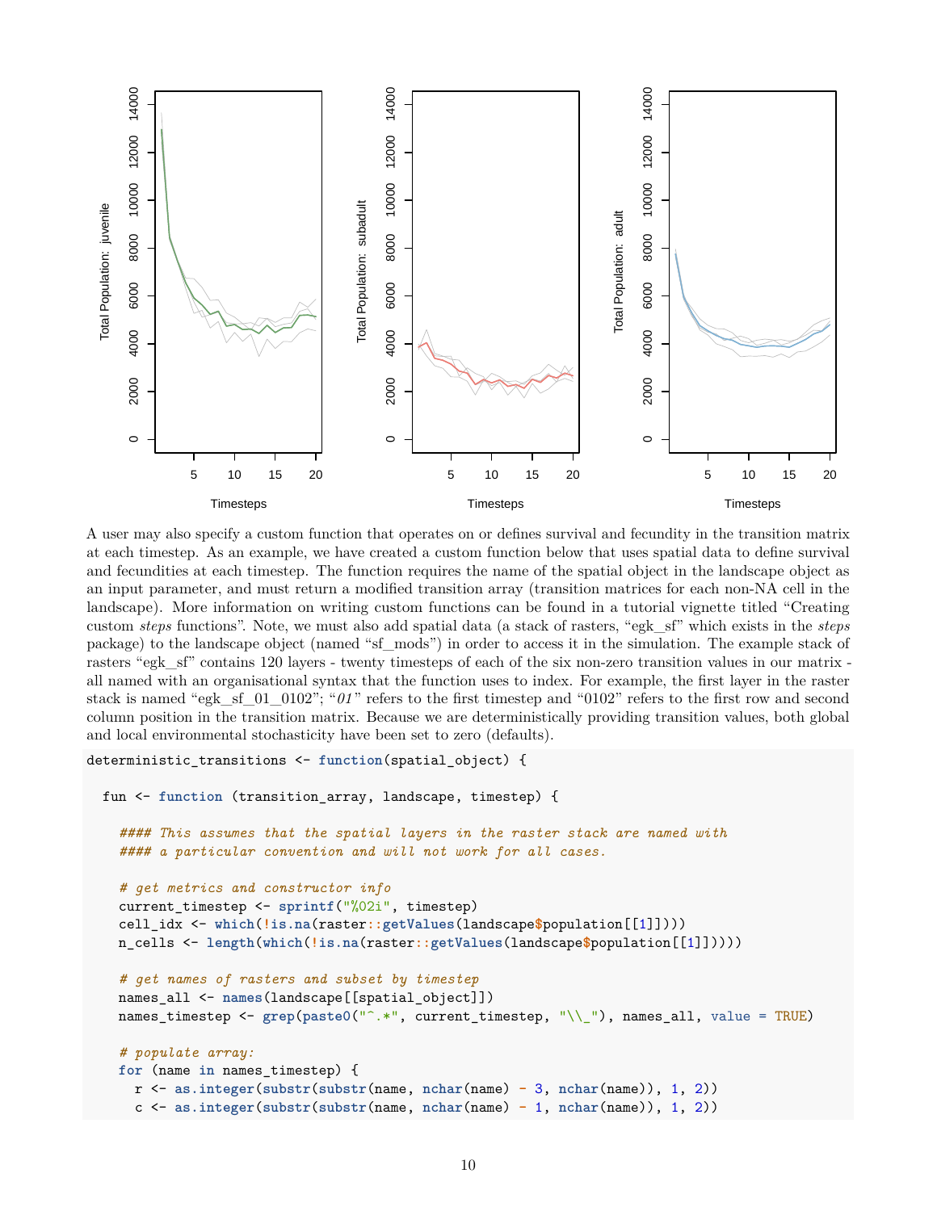A user may also specify a custom function that operates on or defines survival and fecundity in the transition matrix at each timestep. As an example, we have created a custom function below that uses spatial data to define survival and fecundities at each timestep. The function requires the name of the spatial object in the landscape object as an input parameter, and must return a modified transition array (transition matrices for each non-NA cell in the landscape). More information on writing custom functions can be found in a tutorial vignette titled "Creating custom *steps* functions". Note, we must also add spatial data (a stack of rasters, "egk_sf" which exists in the *steps* package) to the landscape object (named "sf_mods") in order to access it in the simulation. The example stack of rasters "egk_sf" contains 120 layers - twenty timesteps of each of the six non-zero transition values in our matrix - all named with an organisational syntax that the function uses to index. For example, the first layer in the raster stack is named "egk_sf_01_0102"; "*01*" refers to the first timestep and "0102" refers to the first row and second column position in the transition matrix. Because we are deterministically providing transition values, both global and local environmental stochasticity have been set to zero (defaults).

```
deterministic_transitions <- function(spatial_object) {

  fun <- function (transition_array, landscape, timestep) {

    #### This assumes that the spatial layers in the raster stack are named with
    #### a particular convention and will not work for all cases.

    # get metrics and constructor info
    current_timestep <- sprintf("%02i", timestep)
    cell_idx <- which(!is.na(raster::getValues(landscape$population[[1]])))
    n_cells <- length(which(!is.na(raster::getValues(landscape$population[[1]]))))

    # get names of rasters and subset by timestep
    names_all <- names(landscape[[spatial_object]])
    names_timestep <- grep(paste0("^.*", current_timestep, "\\_"), names_all, value = TRUE)

    # populate array:
    for (name in names_timestep) {
      r <- as.integer(substr(substr(name, nchar(name) - 3, nchar(name)), 1, 2))
      c <- as.integer(substr(substr(name, nchar(name) - 1, nchar(name)), 1, 2))
```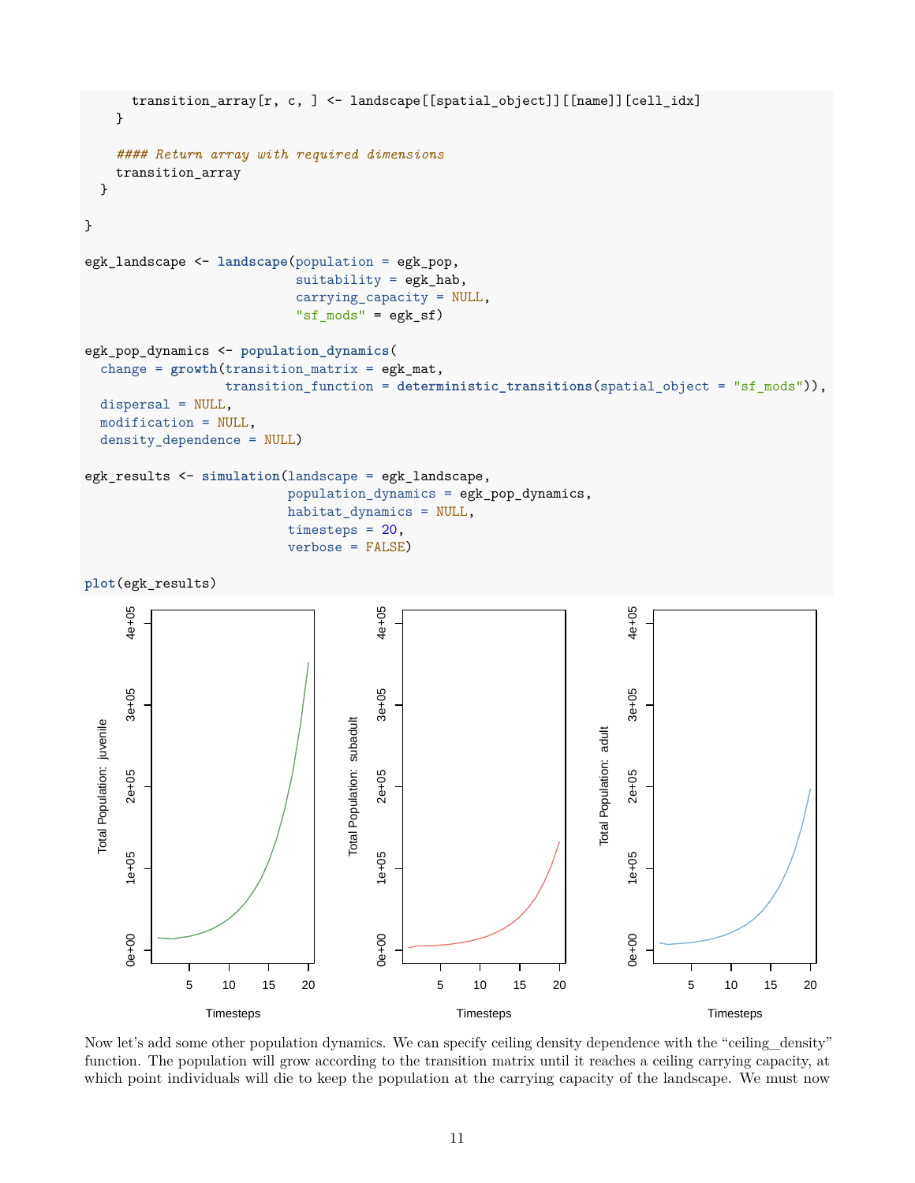```r
      transition_array[r, c, ] <- landscape[[spatial_object]][[name]][cell_idx]
    }

    #### Return array with required dimensions
    transition_array
  }

}

egk_landscape <- landscape(population = egk_pop,
                           suitability = egk_hab,
                           carrying_capacity = NULL,
                           "sf_mods" = egk_sf)

egk_pop_dynamics <- population_dynamics(
  change = growth(transition_matrix = egk_mat,
                  transition_function = deterministic_transitions(spatial_object = "sf_mods")),
  dispersal = NULL,
  modification = NULL,
  density_dependence = NULL)

egk_results <- simulation(landscape = egk_landscape,
                          population_dynamics = egk_pop_dynamics,
                          habitat_dynamics = NULL,
                          timesteps = 20,
                          verbose = FALSE)

plot(egk_results)
```

Now let's add some other population dynamics. We can specify ceiling density dependence with the "ceiling_density" function. The population will grow according to the transition matrix until it reaches a ceiling carrying capacity, at which point individuals will die to keep the population at the carrying capacity of the landscape. We must now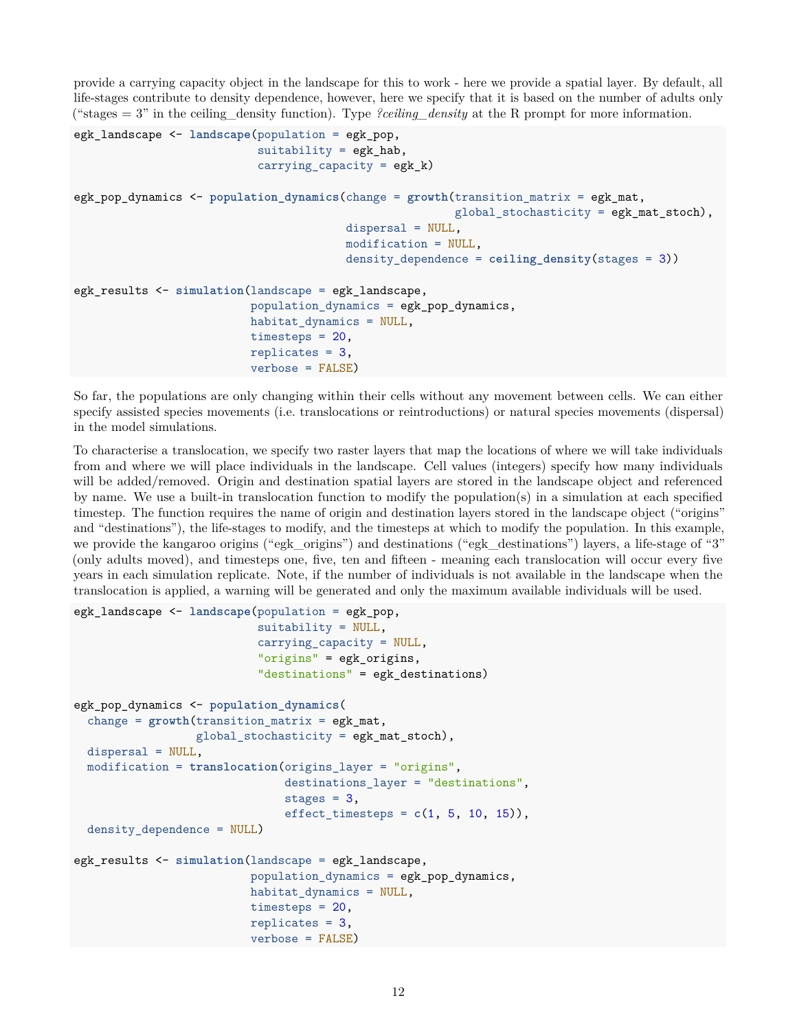provide a carrying capacity object in the landscape for this to work - here we provide a spatial layer. By default, all life-stages contribute to density dependence, however, here we specify that it is based on the number of adults only ("stages = 3" in the ceiling_density function). Type *?ceiling_density* at the R prompt for more information.

```
egk_landscape <- landscape(population = egk_pop,
                           suitability = egk_hab,
                           carrying_capacity = egk_k)

egk_pop_dynamics <- population_dynamics(change = growth(transition_matrix = egk_mat,
                                                        global_stochasticity = egk_mat_stoch),
                                        dispersal = NULL,
                                        modification = NULL,
                                        density_dependence = ceiling_density(stages = 3))

egk_results <- simulation(landscape = egk_landscape,
                          population_dynamics = egk_pop_dynamics,
                          habitat_dynamics = NULL,
                          timesteps = 20,
                          replicates = 3,
                          verbose = FALSE)
```

So far, the populations are only changing within their cells without any movement between cells. We can either specify assisted species movements (i.e. translocations or reintroductions) or natural species movements (dispersal) in the model simulations.

To characterise a translocation, we specify two raster layers that map the locations of where we will take individuals from and where we will place individuals in the landscape. Cell values (integers) specify how many individuals will be added/removed. Origin and destination spatial layers are stored in the landscape object and referenced by name. We use a built-in translocation function to modify the population(s) in a simulation at each specified timestep. The function requires the name of origin and destination layers stored in the landscape object ("origins" and "destinations"), the life-stages to modify, and the timesteps at which to modify the population. In this example, we provide the kangaroo origins ("egk_origins") and destinations ("egk_destinations") layers, a life-stage of "3" (only adults moved), and timesteps one, five, ten and fifteen - meaning each translocation will occur every five years in each simulation replicate. Note, if the number of individuals is not available in the landscape when the translocation is applied, a warning will be generated and only the maximum available individuals will be used.

```
egk_landscape <- landscape(population = egk_pop,
                           suitability = NULL,
                           carrying_capacity = NULL,
                           "origins" = egk_origins,
                           "destinations" = egk_destinations)

egk_pop_dynamics <- population_dynamics(
  change = growth(transition_matrix = egk_mat,
                  global_stochasticity = egk_mat_stoch),
  dispersal = NULL,
  modification = translocation(origins_layer = "origins",
                               destinations_layer = "destinations",
                               stages = 3,
                               effect_timesteps = c(1, 5, 10, 15)),
  density_dependence = NULL)

egk_results <- simulation(landscape = egk_landscape,
                          population_dynamics = egk_pop_dynamics,
                          habitat_dynamics = NULL,
                          timesteps = 20,
                          replicates = 3,
                          verbose = FALSE)
```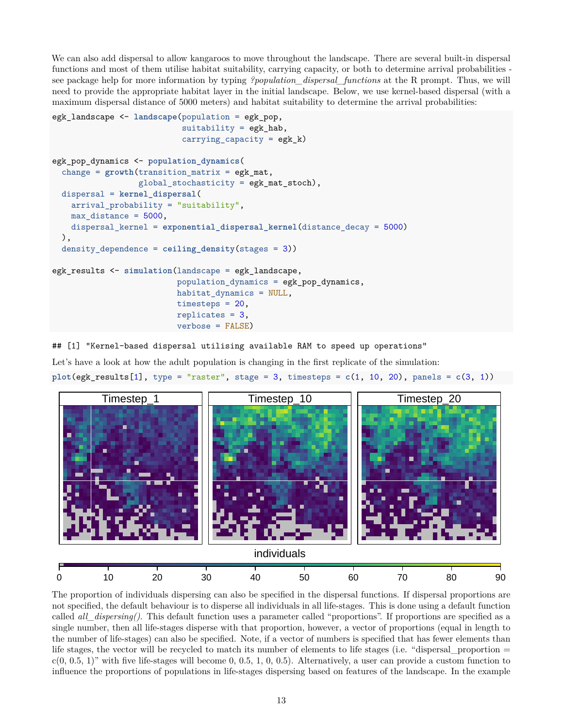We can also add dispersal to allow kangaroos to move throughout the landscape. There are several built-in dispersal functions and most of them utilise habitat suitability, carrying capacity, or both to determine arrival probabilities - see package help for more information by typing *?population_dispersal_functions* at the R prompt. Thus, we will need to provide the appropriate habitat layer in the initial landscape. Below, we use kernel-based dispersal (with a maximum dispersal distance of 5000 meters) and habitat suitability to determine the arrival probabilities:

```
egk_landscape <- landscape(population = egk_pop,
                           suitability = egk_hab,
                           carrying_capacity = egk_k)

egk_pop_dynamics <- population_dynamics(
  change = growth(transition_matrix = egk_mat,
                  global_stochasticity = egk_mat_stoch),
  dispersal = kernel_dispersal(
    arrival_probability = "suitability",
    max_distance = 5000,
    dispersal_kernel = exponential_dispersal_kernel(distance_decay = 5000)
  ),
  density_dependence = ceiling_density(stages = 3))

egk_results <- simulation(landscape = egk_landscape,
                          population_dynamics = egk_pop_dynamics,
                          habitat_dynamics = NULL,
                          timesteps = 20,
                          replicates = 3,
                          verbose = FALSE)
```

```
## [1] "Kernel-based dispersal utilising available RAM to speed up operations"
```

Let's have a look at how the adult population is changing in the first replicate of the simulation:

```
plot(egk_results[1], type = "raster", stage = 3, timesteps = c(1, 10, 20), panels = c(3, 1))
```

The proportion of individuals dispersing can also be specified in the dispersal functions. If dispersal proportions are not specified, the default behaviour is to disperse all individuals in all life-stages. This is done using a default function called *all_dispersing()*. This default function uses a parameter called "proportions". If proportions are specified as a single number, then all life-stages disperse with that proportion, however, a vector of proportions (equal in length to the number of life-stages) can also be specified. Note, if a vector of numbers is specified that has fewer elements than life stages, the vector will be recycled to match its number of elements to life stages (i.e. "dispersal_proportion = c(0, 0.5, 1)" with five life-stages will become 0, 0.5, 1, 0, 0.5). Alternatively, a user can provide a custom function to influence the proportions of populations in life-stages dispersing based on features of the landscape. In the example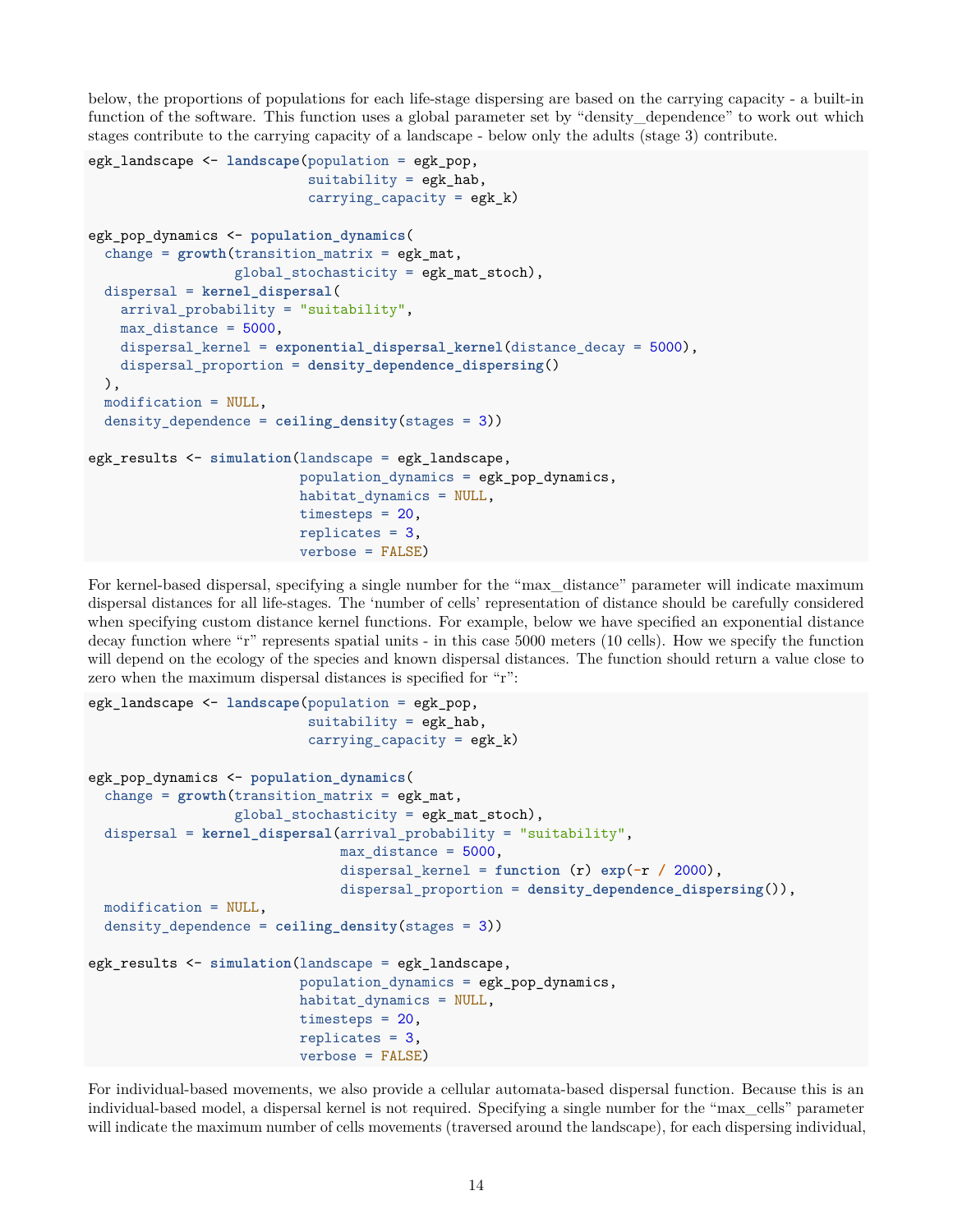below, the proportions of populations for each life-stage dispersing are based on the carrying capacity - a built-in function of the software. This function uses a global parameter set by "density_dependence" to work out which stages contribute to the carrying capacity of a landscape - below only the adults (stage 3) contribute.

```
egk_landscape <- landscape(population = egk_pop,
                           suitability = egk_hab,
                           carrying_capacity = egk_k)

egk_pop_dynamics <- population_dynamics(
  change = growth(transition_matrix = egk_mat,
                  global_stochasticity = egk_mat_stoch),
  dispersal = kernel_dispersal(
    arrival_probability = "suitability",
    max_distance = 5000,
    dispersal_kernel = exponential_dispersal_kernel(distance_decay = 5000),
    dispersal_proportion = density_dependence_dispersing()
  ),
  modification = NULL,
  density_dependence = ceiling_density(stages = 3))

egk_results <- simulation(landscape = egk_landscape,
                          population_dynamics = egk_pop_dynamics,
                          habitat_dynamics = NULL,
                          timesteps = 20,
                          replicates = 3,
                          verbose = FALSE)
```

For kernel-based dispersal, specifying a single number for the "max_distance" parameter will indicate maximum dispersal distances for all life-stages. The 'number of cells' representation of distance should be carefully considered when specifying custom distance kernel functions. For example, below we have specified an exponential distance decay function where "r" represents spatial units - in this case 5000 meters (10 cells). How we specify the function will depend on the ecology of the species and known dispersal distances. The function should return a value close to zero when the maximum dispersal distances is specified for "r":

```
egk_landscape <- landscape(population = egk_pop,
                           suitability = egk_hab,
                           carrying_capacity = egk_k)

egk_pop_dynamics <- population_dynamics(
  change = growth(transition_matrix = egk_mat,
                  global_stochasticity = egk_mat_stoch),
  dispersal = kernel_dispersal(arrival_probability = "suitability",
                               max_distance = 5000,
                               dispersal_kernel = function (r) exp(-r / 2000),
                               dispersal_proportion = density_dependence_dispersing()),
  modification = NULL,
  density_dependence = ceiling_density(stages = 3))

egk_results <- simulation(landscape = egk_landscape,
                          population_dynamics = egk_pop_dynamics,
                          habitat_dynamics = NULL,
                          timesteps = 20,
                          replicates = 3,
                          verbose = FALSE)
```

For individual-based movements, we also provide a cellular automata-based dispersal function. Because this is an individual-based model, a dispersal kernel is not required. Specifying a single number for the "max_cells" parameter will indicate the maximum number of cells movements (traversed around the landscape), for each dispersing individual,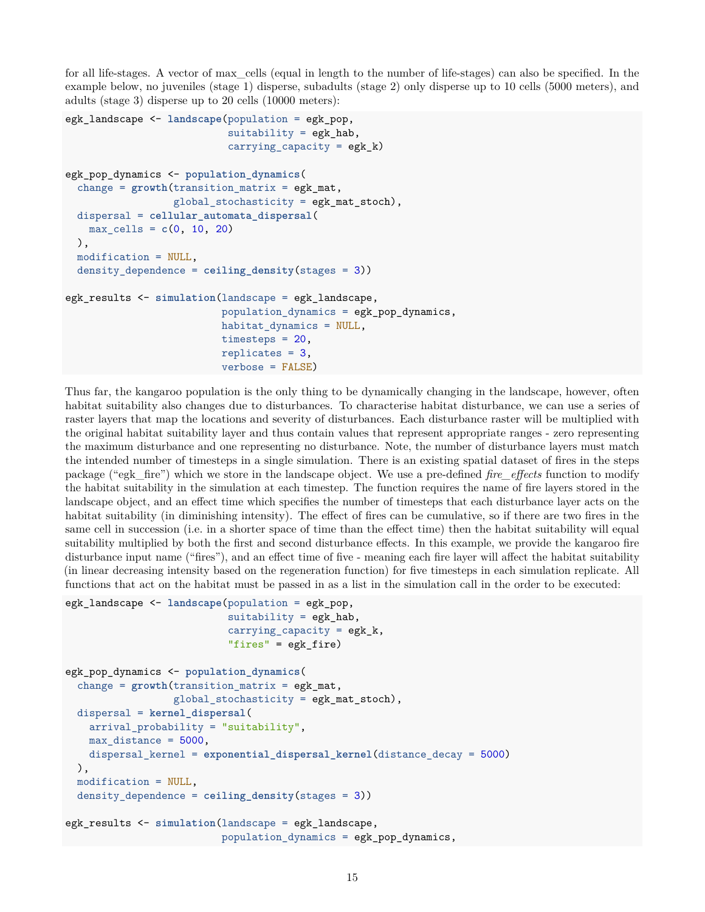for all life-stages. A vector of max_cells (equal in length to the number of life-stages) can also be specified. In the example below, no juveniles (stage 1) disperse, subadults (stage 2) only disperse up to 10 cells (5000 meters), and adults (stage 3) disperse up to 20 cells (10000 meters):

```
egk_landscape <- landscape(population = egk_pop,
                           suitability = egk_hab,
                           carrying_capacity = egk_k)

egk_pop_dynamics <- population_dynamics(
  change = growth(transition_matrix = egk_mat,
                  global_stochasticity = egk_mat_stoch),
  dispersal = cellular_automata_dispersal(
    max_cells = c(0, 10, 20)
  ),
  modification = NULL,
  density_dependence = ceiling_density(stages = 3))

egk_results <- simulation(landscape = egk_landscape,
                          population_dynamics = egk_pop_dynamics,
                          habitat_dynamics = NULL,
                          timesteps = 20,
                          replicates = 3,
                          verbose = FALSE)
```

Thus far, the kangaroo population is the only thing to be dynamically changing in the landscape, however, often habitat suitability also changes due to disturbances. To characterise habitat disturbance, we can use a series of raster layers that map the locations and severity of disturbances. Each disturbance raster will be multiplied with the original habitat suitability layer and thus contain values that represent appropriate ranges - zero representing the maximum disturbance and one representing no disturbance. Note, the number of disturbance layers must match the intended number of timesteps in a single simulation. There is an existing spatial dataset of fires in the steps package ("egk_fire") which we store in the landscape object. We use a pre-defined *fire_effects* function to modify the habitat suitability in the simulation at each timestep. The function requires the name of fire layers stored in the landscape object, and an effect time which specifies the number of timesteps that each disturbance layer acts on the habitat suitability (in diminishing intensity). The effect of fires can be cumulative, so if there are two fires in the same cell in succession (i.e. in a shorter space of time than the effect time) then the habitat suitability will equal suitability multiplied by both the first and second disturbance effects. In this example, we provide the kangaroo fire disturbance input name ("fires"), and an effect time of five - meaning each fire layer will affect the habitat suitability (in linear decreasing intensity based on the regeneration function) for five timesteps in each simulation replicate. All functions that act on the habitat must be passed in as a list in the simulation call in the order to be executed:

```
egk_landscape <- landscape(population = egk_pop,
                           suitability = egk_hab,
                           carrying_capacity = egk_k,
                           "fires" = egk_fire)

egk_pop_dynamics <- population_dynamics(
  change = growth(transition_matrix = egk_mat,
                  global_stochasticity = egk_mat_stoch),
  dispersal = kernel_dispersal(
    arrival_probability = "suitability",
    max_distance = 5000,
    dispersal_kernel = exponential_dispersal_kernel(distance_decay = 5000)
  ),
  modification = NULL,
  density_dependence = ceiling_density(stages = 3))

egk_results <- simulation(landscape = egk_landscape,
                          population_dynamics = egk_pop_dynamics,
```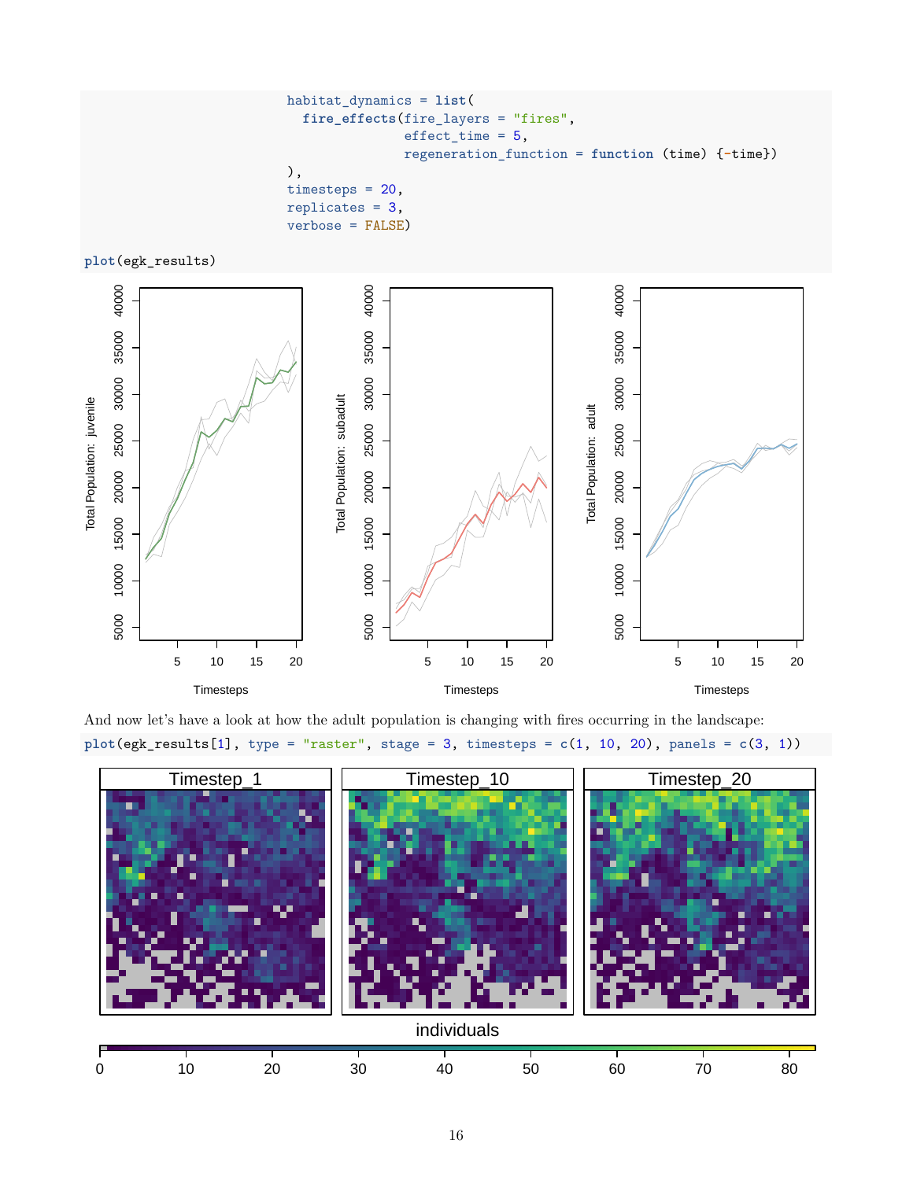```r
                         habitat_dynamics = list(
                           fire_effects(fire_layers = "fires",
                                        effect_time = 5,
                                        regeneration_function = function (time) {-time})
                         ),
                         timesteps = 20,
                         replicates = 3,
                         verbose = FALSE)

plot(egk_results)
```

And now let's have a look at how the adult population is changing with fires occurring in the landscape:

```r
plot(egk_results[1], type = "raster", stage = 3, timesteps = c(1, 10, 20), panels = c(3, 1))
```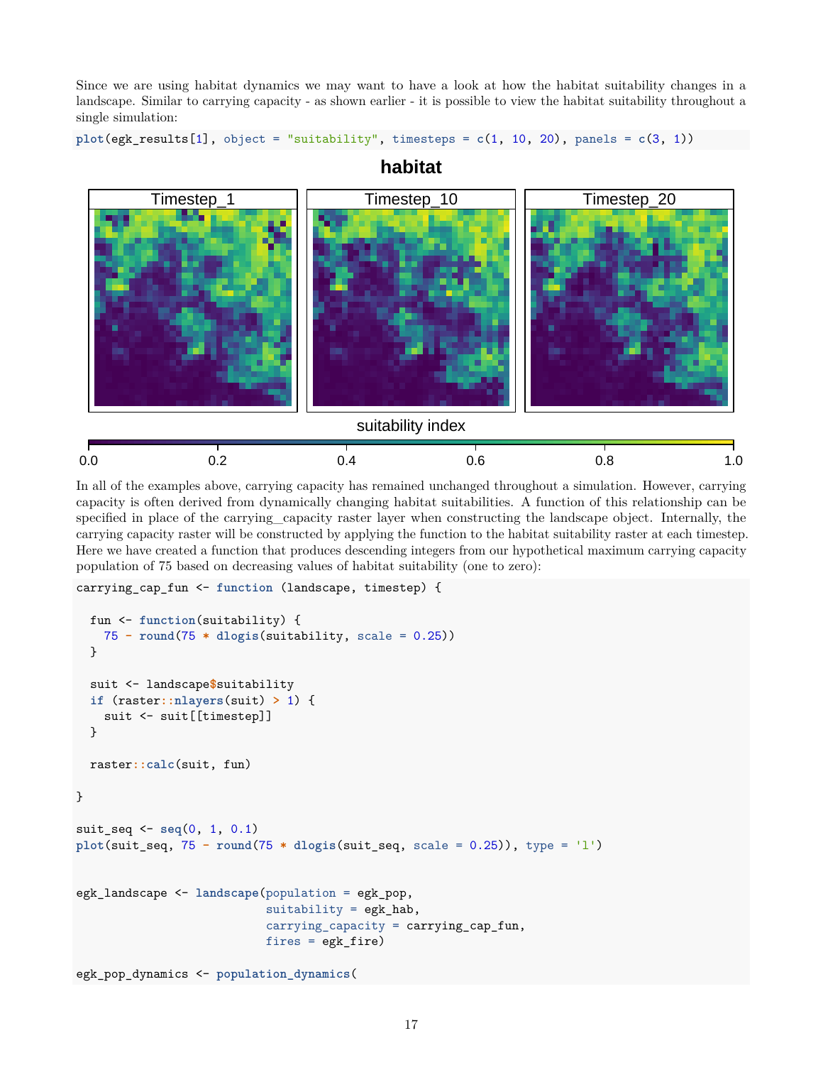Since we are using habitat dynamics we may want to have a look at how the habitat suitability changes in a landscape. Similar to carrying capacity - as shown earlier - it is possible to view the habitat suitability throughout a single simulation:

```
plot(egk_results[1], object = "suitability", timesteps = c(1, 10, 20), panels = c(3, 1))
```

In all of the examples above, carrying capacity has remained unchanged throughout a simulation. However, carrying capacity is often derived from dynamically changing habitat suitabilities. A function of this relationship can be specified in place of the carrying_capacity raster layer when constructing the landscape object. Internally, the carrying capacity raster will be constructed by applying the function to the habitat suitability raster at each timestep. Here we have created a function that produces descending integers from our hypothetical maximum carrying capacity population of 75 based on decreasing values of habitat suitability (one to zero):

```
carrying_cap_fun <- function (landscape, timestep) {

  fun <- function(suitability) {
    75 - round(75 * dlogis(suitability, scale = 0.25))
  }

  suit <- landscape$suitability
  if (raster::nlayers(suit) > 1) {
    suit <- suit[[timestep]]
  }

  raster::calc(suit, fun)

}

suit_seq <- seq(0, 1, 0.1)
plot(suit_seq, 75 - round(75 * dlogis(suit_seq, scale = 0.25)), type = 'l')


egk_landscape <- landscape(population = egk_pop,
                           suitability = egk_hab,
                           carrying_capacity = carrying_cap_fun,
                           fires = egk_fire)

egk_pop_dynamics <- population_dynamics(
```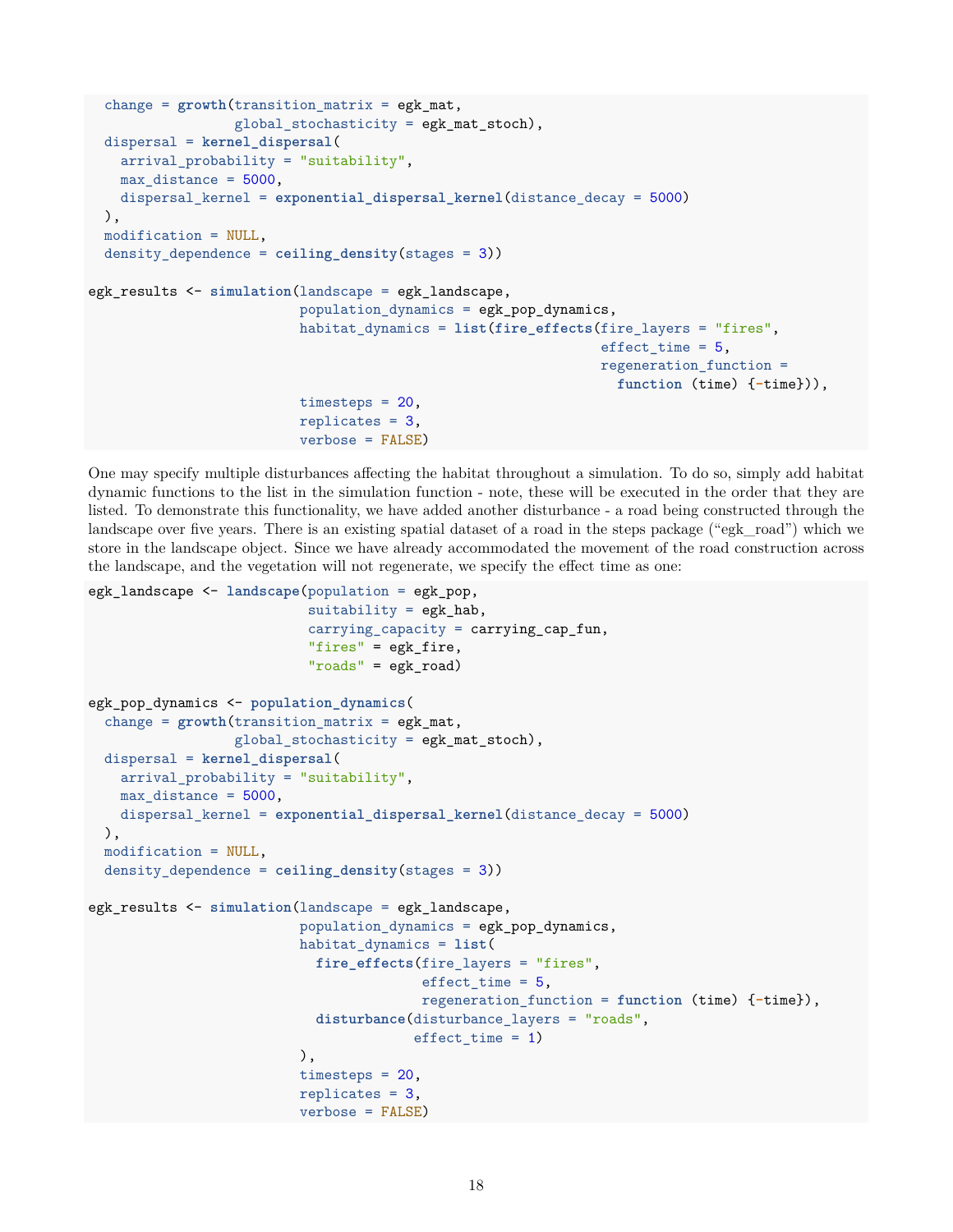```r
  change = growth(transition_matrix = egk_mat,
                  global_stochasticity = egk_mat_stoch),
  dispersal = kernel_dispersal(
    arrival_probability = "suitability",
    max_distance = 5000,
    dispersal_kernel = exponential_dispersal_kernel(distance_decay = 5000)
  ),
  modification = NULL,
  density_dependence = ceiling_density(stages = 3))

egk_results <- simulation(landscape = egk_landscape,
                          population_dynamics = egk_pop_dynamics,
                          habitat_dynamics = list(fire_effects(fire_layers = "fires",
                                                               effect_time = 5,
                                                               regeneration_function =
                                                                 function (time) {-time})),
                          timesteps = 20,
                          replicates = 3,
                          verbose = FALSE)
```

One may specify multiple disturbances affecting the habitat throughout a simulation. To do so, simply add habitat dynamic functions to the list in the simulation function - note, these will be executed in the order that they are listed. To demonstrate this functionality, we have added another disturbance - a road being constructed through the landscape over five years. There is an existing spatial dataset of a road in the steps package ("egk_road") which we store in the landscape object. Since we have already accommodated the movement of the road construction across the landscape, and the vegetation will not regenerate, we specify the effect time as one:

```r
egk_landscape <- landscape(population = egk_pop,
                           suitability = egk_hab,
                           carrying_capacity = carrying_cap_fun,
                           "fires" = egk_fire,
                           "roads" = egk_road)

egk_pop_dynamics <- population_dynamics(
  change = growth(transition_matrix = egk_mat,
                  global_stochasticity = egk_mat_stoch),
  dispersal = kernel_dispersal(
    arrival_probability = "suitability",
    max_distance = 5000,
    dispersal_kernel = exponential_dispersal_kernel(distance_decay = 5000)
  ),
  modification = NULL,
  density_dependence = ceiling_density(stages = 3))

egk_results <- simulation(landscape = egk_landscape,
                          population_dynamics = egk_pop_dynamics,
                          habitat_dynamics = list(
                            fire_effects(fire_layers = "fires",
                                         effect_time = 5,
                                         regeneration_function = function (time) {-time}),
                            disturbance(disturbance_layers = "roads",
                                        effect_time = 1)
                          ),
                          timesteps = 20,
                          replicates = 3,
                          verbose = FALSE)
```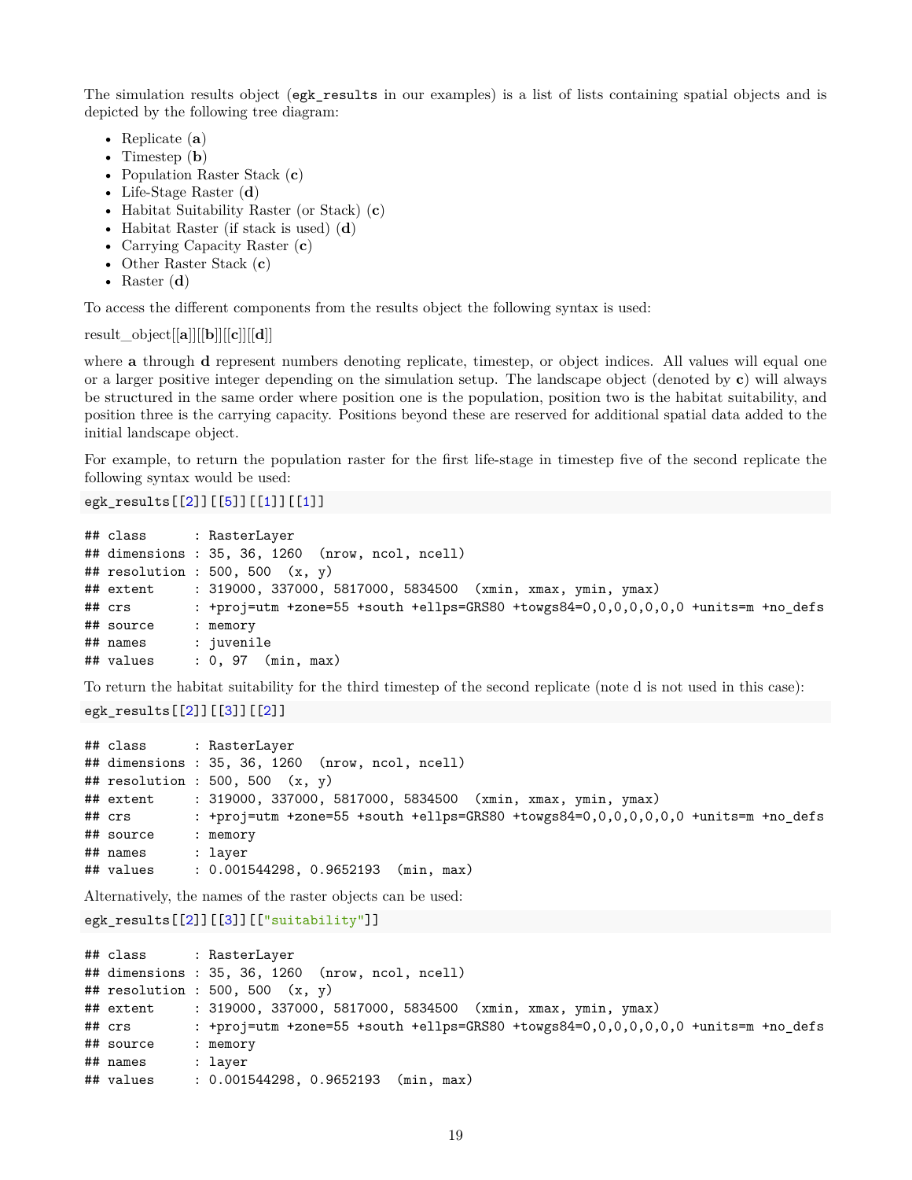The simulation results object (`egk_results` in our examples) is a list of lists containing spatial objects and is depicted by the following tree diagram:

- Replicate (**a**)
- Timestep (**b**)
- Population Raster Stack (**c**)
- Life-Stage Raster (**d**)
- Habitat Suitability Raster (or Stack) (**c**)
- Habitat Raster (if stack is used) (**d**)
- Carrying Capacity Raster (**c**)
- Other Raster Stack (**c**)
- Raster (**d**)

To access the different components from the results object the following syntax is used:

result_object[[**a**]][[**b**]][[**c**]][[**d**]]

where **a** through **d** represent numbers denoting replicate, timestep, or object indices. All values will equal one or a larger positive integer depending on the simulation setup. The landscape object (denoted by **c**) will always be structured in the same order where position one is the population, position two is the habitat suitability, and position three is the carrying capacity. Positions beyond these are reserved for additional spatial data added to the initial landscape object.

For example, to return the population raster for the first life-stage in timestep five of the second replicate the following syntax would be used:

```
egk_results[[2]][[5]][[1]][[1]]
```

```
## class      : RasterLayer
## dimensions : 35, 36, 1260  (nrow, ncol, ncell)
## resolution : 500, 500  (x, y)
## extent     : 319000, 337000, 5817000, 5834500  (xmin, xmax, ymin, ymax)
## crs        : +proj=utm +zone=55 +south +ellps=GRS80 +towgs84=0,0,0,0,0,0,0 +units=m +no_defs
## source     : memory
## names      : juvenile
## values     : 0, 97  (min, max)
```

To return the habitat suitability for the third timestep of the second replicate (note d is not used in this case):

```
egk_results[[2]][[3]][[2]]
```

```
## class      : RasterLayer
## dimensions : 35, 36, 1260  (nrow, ncol, ncell)
## resolution : 500, 500  (x, y)
## extent     : 319000, 337000, 5817000, 5834500  (xmin, xmax, ymin, ymax)
## crs        : +proj=utm +zone=55 +south +ellps=GRS80 +towgs84=0,0,0,0,0,0,0 +units=m +no_defs
## source     : memory
## names      : layer
## values     : 0.001544298, 0.9652193  (min, max)
```

Alternatively, the names of the raster objects can be used:

```
egk_results[[2]][[3]][["suitability"]]
```

```
## class      : RasterLayer
## dimensions : 35, 36, 1260  (nrow, ncol, ncell)
## resolution : 500, 500  (x, y)
## extent     : 319000, 337000, 5817000, 5834500  (xmin, xmax, ymin, ymax)
## crs        : +proj=utm +zone=55 +south +ellps=GRS80 +towgs84=0,0,0,0,0,0,0 +units=m +no_defs
## source     : memory
## names      : layer
## values     : 0.001544298, 0.9652193  (min, max)
```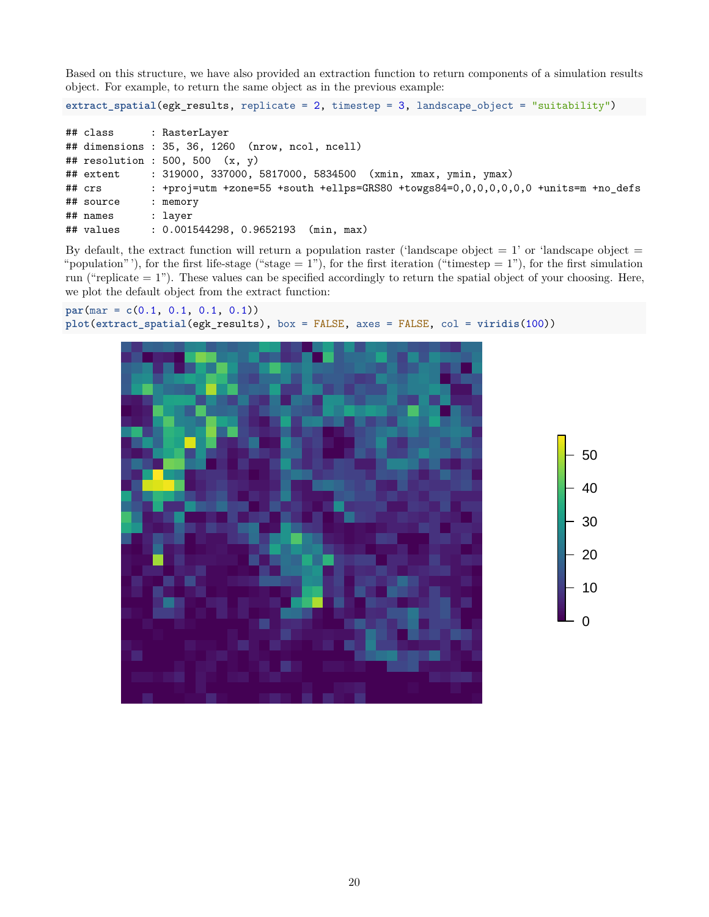Based on this structure, we have also provided an extraction function to return components of a simulation results object. For example, to return the same object as in the previous example:

```
extract_spatial(egk_results, replicate = 2, timestep = 3, landscape_object = "suitability")
```

```
## class      : RasterLayer
## dimensions : 35, 36, 1260  (nrow, ncol, ncell)
## resolution : 500, 500  (x, y)
## extent     : 319000, 337000, 5817000, 5834500  (xmin, xmax, ymin, ymax)
## crs        : +proj=utm +zone=55 +south +ellps=GRS80 +towgs84=0,0,0,0,0,0,0 +units=m +no_defs
## source     : memory
## names      : layer
## values     : 0.001544298, 0.9652193  (min, max)
```

By default, the extract function will return a population raster ('landscape object = 1' or 'landscape object = "population"'), for the first life-stage ("stage = 1"), for the first iteration ("timestep = 1"), for the first simulation run ("replicate = 1"). These values can be specified accordingly to return the spatial object of your choosing. Here, we plot the default object from the extract function:

```
par(mar = c(0.1, 0.1, 0.1, 0.1))
plot(extract_spatial(egk_results), box = FALSE, axes = FALSE, col = viridis(100))
```

50
40
30
20
10
0